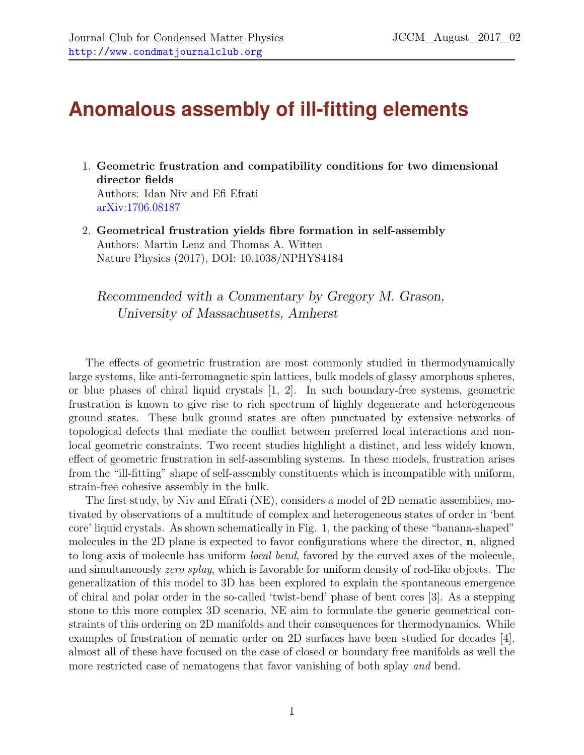# Anomalous assembly of ill-fitting elements

1. **Geometric frustration and compatibility conditions for two dimensional director fields**
   Authors: Idan Niv and Efi Efrati
   arXiv:1706.08187

2. **Geometrical frustration yields fibre formation in self-assembly**
   Authors: Martin Lenz and Thomas A. Witten
   Nature Physics (2017), DOI: 10.1038/NPHYS4184

*Recommended with a Commentary by Gregory M. Grason, University of Massachusetts, Amherst*

The effects of geometric frustration are most commonly studied in thermodynamically large systems, like anti-ferromagnetic spin lattices, bulk models of glassy amorphous spheres, or blue phases of chiral liquid crystals [1, 2]. In such boundary-free systems, geometric frustration is known to give rise to rich spectrum of highly degenerate and heterogeneous ground states. These bulk ground states are often punctuated by extensive networks of topological defects that mediate the conflict between preferred local interactions and non-local geometric constraints. Two recent studies highlight a distinct, and less widely known, effect of geometric frustration in self-assembling systems. In these models, frustration arises from the "ill-fitting" shape of self-assembly constituents which is incompatible with uniform, strain-free cohesive assembly in the bulk.

The first study, by Niv and Efrati (NE), considers a model of 2D nematic assemblies, motivated by observations of a multitude of complex and heterogeneous states of order in 'bent core' liquid crystals. As shown schematically in Fig. 1, the packing of these "banana-shaped" molecules in the 2D plane is expected to favor configurations where the director, $\mathbf{n}$, aligned to long axis of molecule has uniform *local bend*, favored by the curved axes of the molecule, and simultaneously *zero splay*, which is favorable for uniform density of rod-like objects. The generalization of this model to 3D has been explored to explain the spontaneous emergence of chiral and polar order in the so-called 'twist-bend' phase of bent cores [3]. As a stepping stone to this more complex 3D scenario, NE aim to formulate the generic geometrical constraints of this ordering on 2D manifolds and their consequences for thermodynamics. While examples of frustration of nematic order on 2D surfaces have been studied for decades [4], almost all of these have focused on the case of closed or boundary free manifolds as well the more restricted case of nematogens that favor vanishing of both splay *and* bend.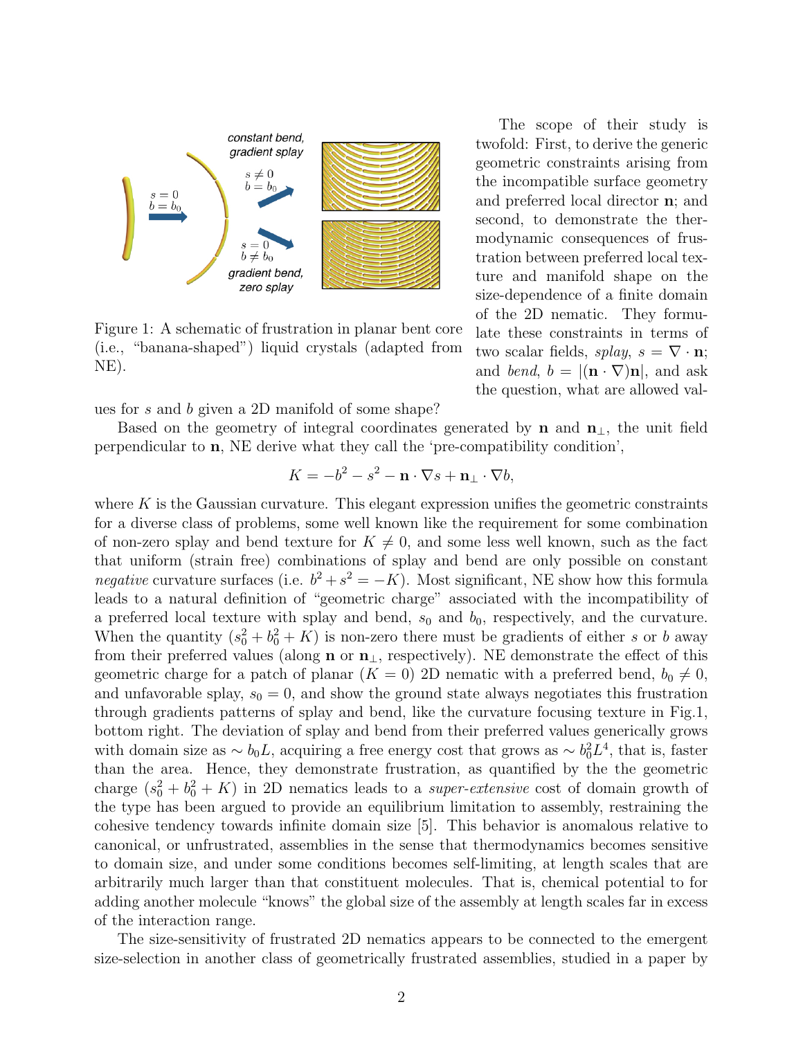Figure 1: A schematic of frustration in planar bent core (i.e., "banana-shaped") liquid crystals (adapted from NE).

The scope of their study is twofold: First, to derive the generic geometric constraints arising from the incompatible surface geometry and preferred local director $\mathbf{n}$; and second, to demonstrate the thermodynamic consequences of frustration between preferred local texture and manifold shape on the size-dependence of a finite domain of the 2D nematic. They formulate these constraints in terms of two scalar fields, *splay*, $s = \nabla \cdot \mathbf{n}$; and *bend*, $b = |(\mathbf{n} \cdot \nabla)\mathbf{n}|$, and ask the question, what are allowed values for $s$ and $b$ given a 2D manifold of some shape?

Based on the geometry of integral coordinates generated by $\mathbf{n}$ and $\mathbf{n}_\perp$, the unit field perpendicular to $\mathbf{n}$, NE derive what they call the 'pre-compatibility condition',

$$K = -b^2 - s^2 - \mathbf{n} \cdot \nabla s + \mathbf{n}_\perp \cdot \nabla b,$$

where $K$ is the Gaussian curvature. This elegant expression unifies the geometric constraints for a diverse class of problems, some well known like the requirement for some combination of non-zero splay and bend texture for $K \neq 0$, and some less well known, such as the fact that uniform (strain free) combinations of splay and bend are only possible on constant *negative* curvature surfaces (i.e. $b^2 + s^2 = -K$). Most significant, NE show how this formula leads to a natural definition of "geometric charge" associated with the incompatibility of a preferred local texture with splay and bend, $s_0$ and $b_0$, respectively, and the curvature. When the quantity $(s_0^2 + b_0^2 + K)$ is non-zero there must be gradients of either $s$ or $b$ away from their preferred values (along $\mathbf{n}$ or $\mathbf{n}_\perp$, respectively). NE demonstrate the effect of this geometric charge for a patch of planar ($K = 0$) 2D nematic with a preferred bend, $b_0 \neq 0$, and unfavorable splay, $s_0 = 0$, and show the ground state always negotiates this frustration through gradients patterns of splay and bend, like the curvature focusing texture in Fig.1, bottom right. The deviation of splay and bend from their preferred values generically grows with domain size as $\sim b_0 L$, acquiring a free energy cost that grows as $\sim b_0^2 L^4$, that is, faster than the area. Hence, they demonstrate frustration, as quantified by the the geometric charge $(s_0^2 + b_0^2 + K)$ in 2D nematics leads to a *super-extensive* cost of domain growth of the type has been argued to provide an equilibrium limitation to assembly, restraining the cohesive tendency towards infinite domain size [5]. This behavior is anomalous relative to canonical, or unfrustrated, assemblies in the sense that thermodynamics becomes sensitive to domain size, and under some conditions becomes self-limiting, at length scales that are arbitrarily much larger than that constituent molecules. That is, chemical potential to for adding another molecule "knows" the global size of the assembly at length scales far in excess of the interaction range.

The size-sensitivity of frustrated 2D nematics appears to be connected to the emergent size-selection in another class of geometrically frustrated assemblies, studied in a paper by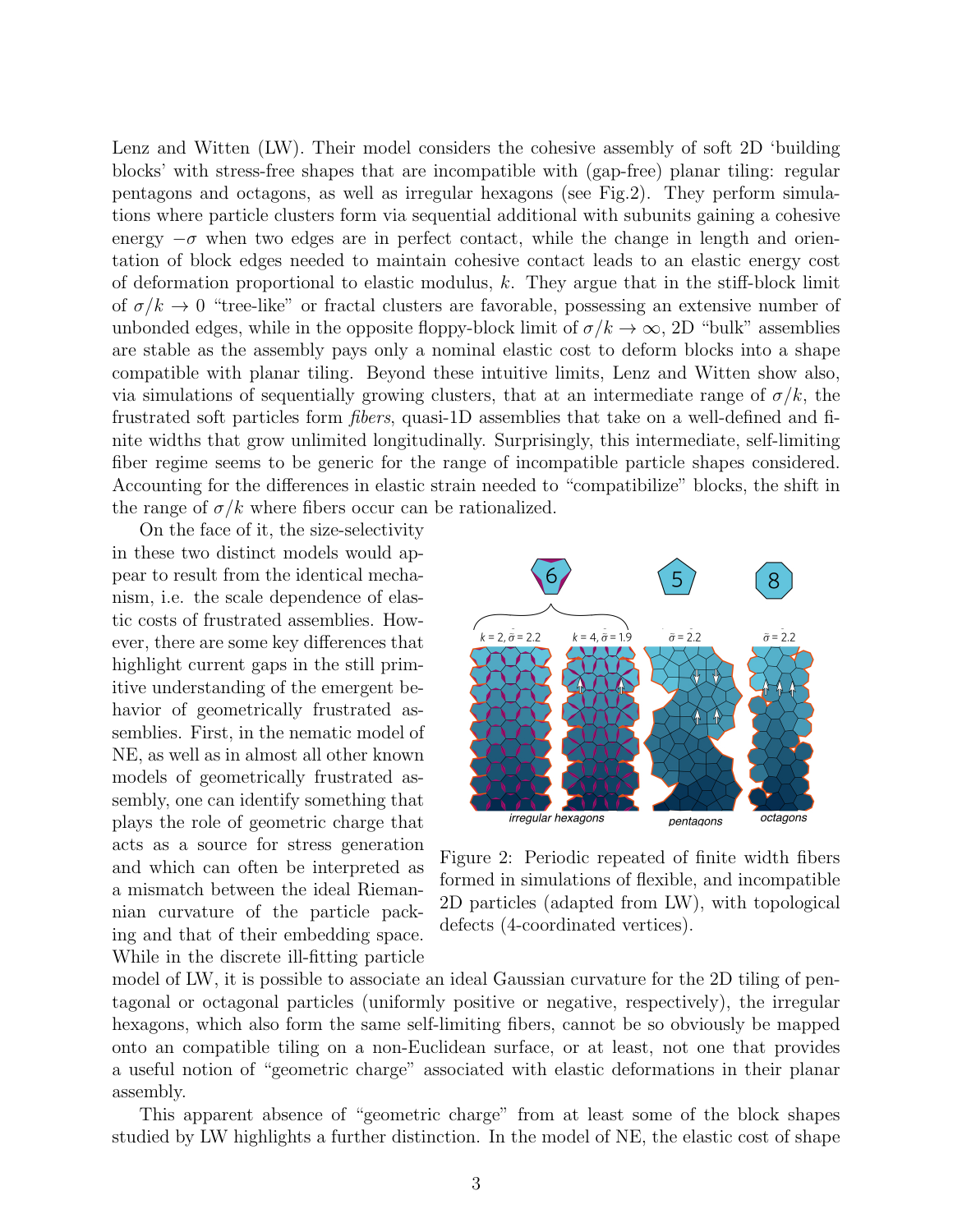Lenz and Witten (LW). Their model considers the cohesive assembly of soft 2D 'building blocks' with stress-free shapes that are incompatible with (gap-free) planar tiling: regular pentagons and octagons, as well as irregular hexagons (see Fig.2). They perform simulations where particle clusters form via sequential additional with subunits gaining a cohesive energy $-\sigma$ when two edges are in perfect contact, while the change in length and orientation of block edges needed to maintain cohesive contact leads to an elastic energy cost of deformation proportional to elastic modulus, $k$. They argue that in the stiff-block limit of $\sigma/k \to 0$ "tree-like" or fractal clusters are favorable, possessing an extensive number of unbonded edges, while in the opposite floppy-block limit of $\sigma/k \to \infty$, 2D "bulk" assemblies are stable as the assembly pays only a nominal elastic cost to deform blocks into a shape compatible with planar tiling. Beyond these intuitive limits, Lenz and Witten show also, via simulations of sequentially growing clusters, that at an intermediate range of $\sigma/k$, the frustrated soft particles form *fibers*, quasi-1D assemblies that take on a well-defined and finite widths that grow unlimited longitudinally. Surprisingly, this intermediate, self-limiting fiber regime seems to be generic for the range of incompatible particle shapes considered. Accounting for the differences in elastic strain needed to "compatibilize" blocks, the shift in the range of $\sigma/k$ where fibers occur can be rationalized.

On the face of it, the size-selectivity in these two distinct models would appear to result from the identical mechanism, i.e. the scale dependence of elastic costs of frustrated assemblies. However, there are some key differences that highlight current gaps in the still primitive understanding of the emergent behavior of geometrically frustrated assemblies. First, in the nematic model of NE, as well as in almost all other known models of geometrically frustrated assembly, one can identify something that plays the role of geometric charge that acts as a source for stress generation and which can often be interpreted as a mismatch between the ideal Riemannian curvature of the particle packing and that of their embedding space. While in the discrete ill-fitting particle model of LW, it is possible to associate an ideal Gaussian curvature for the 2D tiling of pentagonal or octagonal particles (uniformly positive or negative, respectively), the irregular hexagons, which also form the same self-limiting fibers, cannot be so obviously be mapped onto an compatible tiling on a non-Euclidean surface, or at least, not one that provides a useful notion of "geometric charge" associated with elastic deformations in their planar assembly.

Figure 2: Periodic repeated of finite width fibers formed in simulations of flexible, and incompatible 2D particles (adapted from LW), with topological defects (4-coordinated vertices).

This apparent absence of "geometric charge" from at least some of the block shapes studied by LW highlights a further distinction. In the model of NE, the elastic cost of shape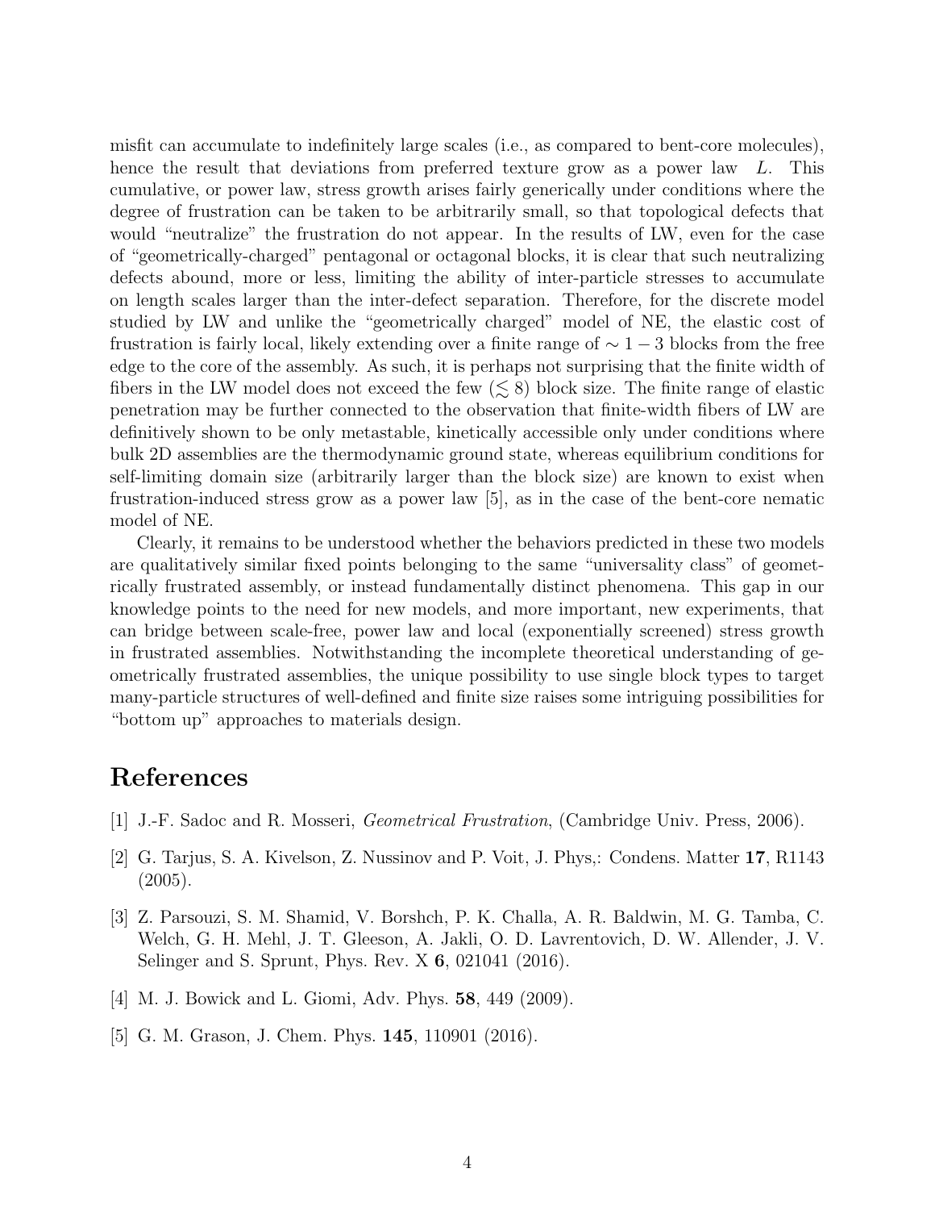misfit can accumulate to indefinitely large scales (i.e., as compared to bent-core molecules), hence the result that deviations from preferred texture grow as a power law $L$. This cumulative, or power law, stress growth arises fairly generically under conditions where the degree of frustration can be taken to be arbitrarily small, so that topological defects that would "neutralize" the frustration do not appear. In the results of LW, even for the case of "geometrically-charged" pentagonal or octagonal blocks, it is clear that such neutralizing defects abound, more or less, limiting the ability of inter-particle stresses to accumulate on length scales larger than the inter-defect separation. Therefore, for the discrete model studied by LW and unlike the "geometrically charged" model of NE, the elastic cost of frustration is fairly local, likely extending over a finite range of $\sim 1-3$ blocks from the free edge to the core of the assembly. As such, it is perhaps not surprising that the finite width of fibers in the LW model does not exceed the few ($\lesssim 8$) block size. The finite range of elastic penetration may be further connected to the observation that finite-width fibers of LW are definitively shown to be only metastable, kinetically accessible only under conditions where bulk 2D assemblies are the thermodynamic ground state, whereas equilibrium conditions for self-limiting domain size (arbitrarily larger than the block size) are known to exist when frustration-induced stress grow as a power law [5], as in the case of the bent-core nematic model of NE.

Clearly, it remains to be understood whether the behaviors predicted in these two models are qualitatively similar fixed points belonging to the same "universality class" of geometrically frustrated assembly, or instead fundamentally distinct phenomena. This gap in our knowledge points to the need for new models, and more important, new experiments, that can bridge between scale-free, power law and local (exponentially screened) stress growth in frustrated assemblies. Notwithstanding the incomplete theoretical understanding of geometrically frustrated assemblies, the unique possibility to use single block types to target many-particle structures of well-defined and finite size raises some intriguing possibilities for "bottom up" approaches to materials design.

# References

[1] J.-F. Sadoc and R. Mosseri, *Geometrical Frustration*, (Cambridge Univ. Press, 2006).

[2] G. Tarjus, S. A. Kivelson, Z. Nussinov and P. Voit, J. Phys,: Condens. Matter **17**, R1143 (2005).

[3] Z. Parsouzi, S. M. Shamid, V. Borshch, P. K. Challa, A. R. Baldwin, M. G. Tamba, C. Welch, G. H. Mehl, J. T. Gleeson, A. Jakli, O. D. Lavrentovich, D. W. Allender, J. V. Selinger and S. Sprunt, Phys. Rev. X **6**, 021041 (2016).

[4] M. J. Bowick and L. Giomi, Adv. Phys. **58**, 449 (2009).

[5] G. M. Grason, J. Chem. Phys. **145**, 110901 (2016).